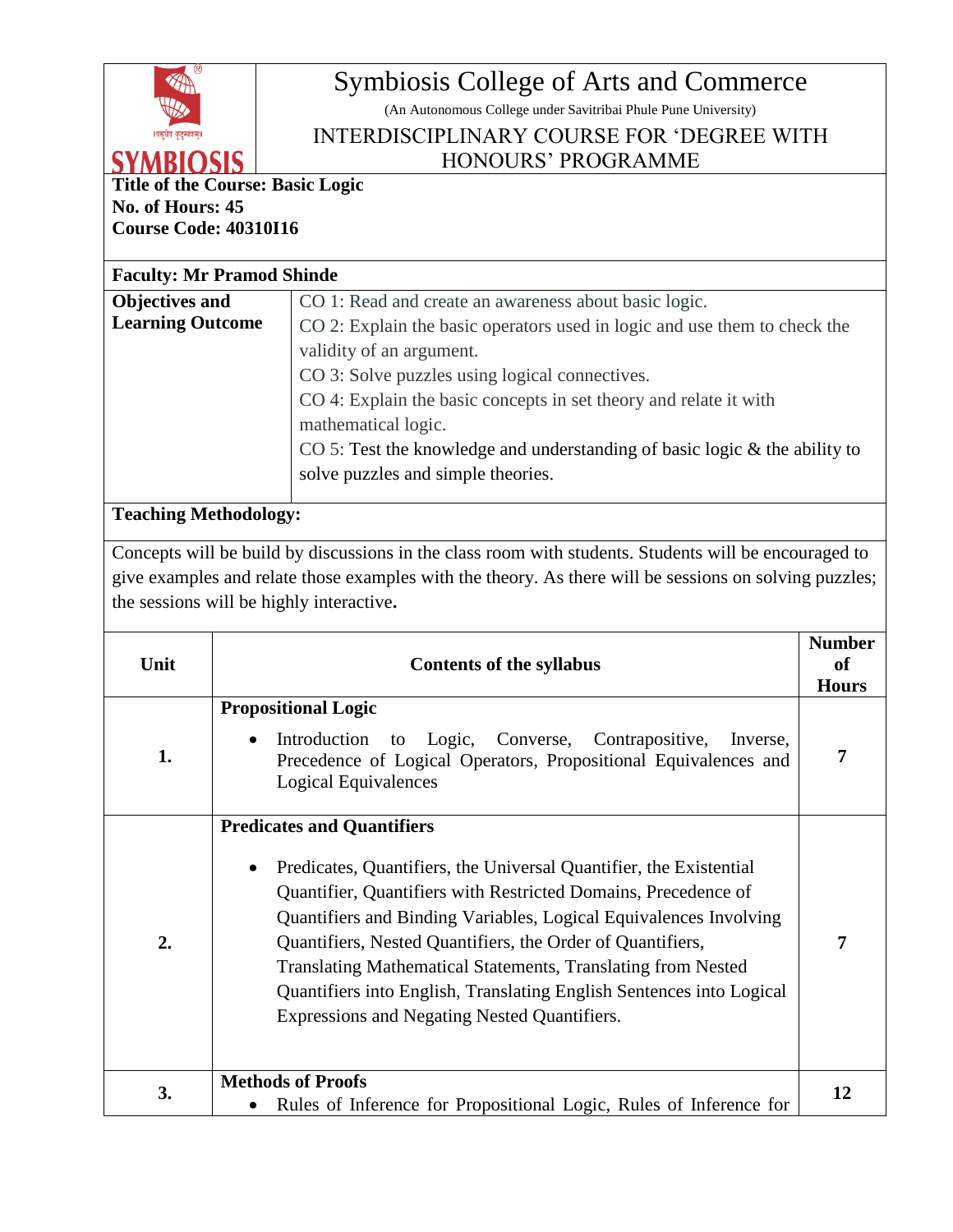# Symbiosis College of Arts and Commerce

(An Autonomous College under Savitribai Phule Pune University)

## INTERDISCIPLINARY COURSE FOR 'DEGREE WITH HONOURS' PROGRAMME

**Title of the Course: Basic Logic**
**No. of Hours: 45**
**Course Code: 40310I16**

**Faculty: Mr Pramod Shinde**

| **Objectives and Learning Outcome** | CO 1: Read and create an awareness about basic logic.<br>CO 2: Explain the basic operators used in logic and use them to check the validity of an argument.<br>CO 3: Solve puzzles using logical connectives.<br>CO 4: Explain the basic concepts in set theory and relate it with mathematical logic.<br>CO 5: Test the knowledge and understanding of basic logic & the ability to solve puzzles and simple theories. |
|---|---|

**Teaching Methodology:**

Concepts will be build by discussions in the class room with students. Students will be encouraged to give examples and relate those examples with the theory. As there will be sessions on solving puzzles; the sessions will be highly interactive**.**

| Unit | Contents of the syllabus | Number of Hours |
|---|---|---|
| **1.** | **Propositional Logic**<br>• Introduction to Logic, Converse, Contrapositive, Inverse, Precedence of Logical Operators, Propositional Equivalences and Logical Equivalences | **7** |
| **2.** | **Predicates and Quantifiers**<br>• Predicates, Quantifiers, the Universal Quantifier, the Existential Quantifier, Quantifiers with Restricted Domains, Precedence of Quantifiers and Binding Variables, Logical Equivalences Involving Quantifiers, Nested Quantifiers, the Order of Quantifiers, Translating Mathematical Statements, Translating from Nested Quantifiers into English, Translating English Sentences into Logical Expressions and Negating Nested Quantifiers. | **7** |
| **3.** | **Methods of Proofs**<br>• Rules of Inference for Propositional Logic, Rules of Inference for | **12** |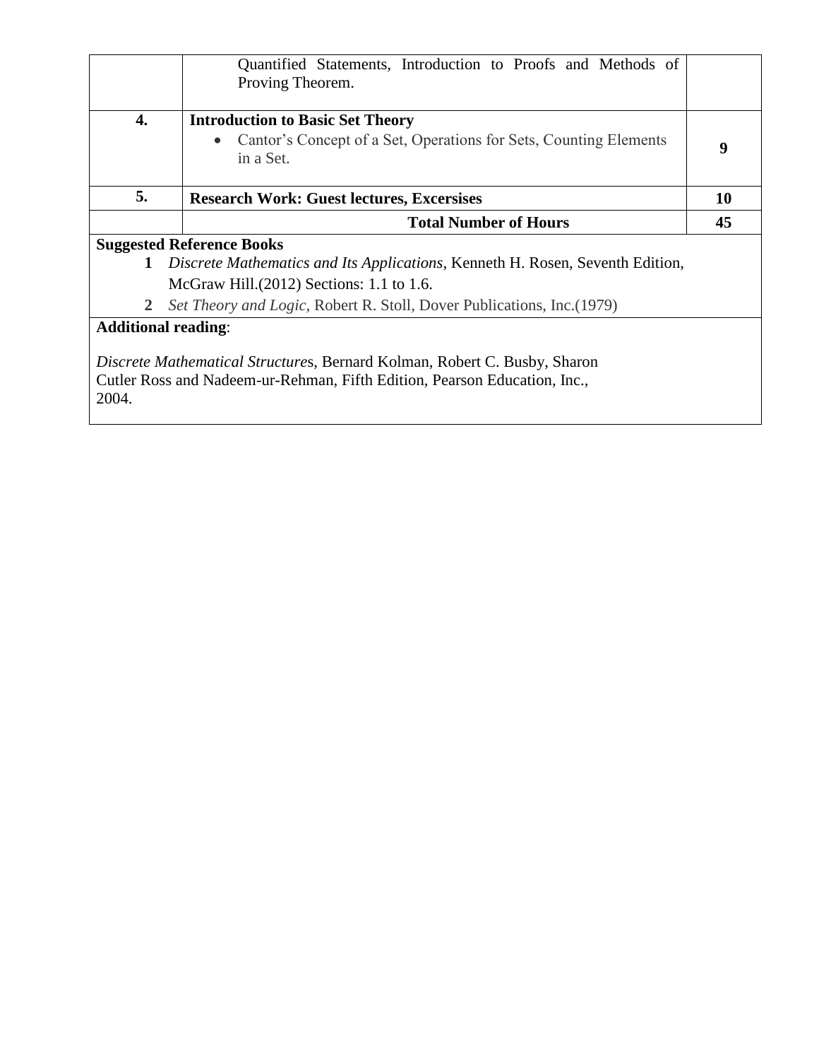| | | |
|---|---|---|
| | Quantified Statements, Introduction to Proofs and Methods of Proving Theorem. | |
| **4.** | **Introduction to Basic Set Theory**<br>• Cantor's Concept of a Set, Operations for Sets, Counting Elements in a Set. | **9** |
| **5.** | **Research Work: Guest lectures, Excersises** | **10** |
| | **Total Number of Hours** | **45** |

**Suggested Reference Books**

1. *Discrete Mathematics and Its Applications*, Kenneth H. Rosen, Seventh Edition, McGraw Hill.(2012) Sections: 1.1 to 1.6.
2. *Set Theory and Logic*, Robert R. Stoll, Dover Publications, Inc.(1979)

**Additional reading**:

*Discrete Mathematical Structure*s, Bernard Kolman, Robert C. Busby, Sharon Cutler Ross and Nadeem-ur-Rehman, Fifth Edition, Pearson Education, Inc., 2004.